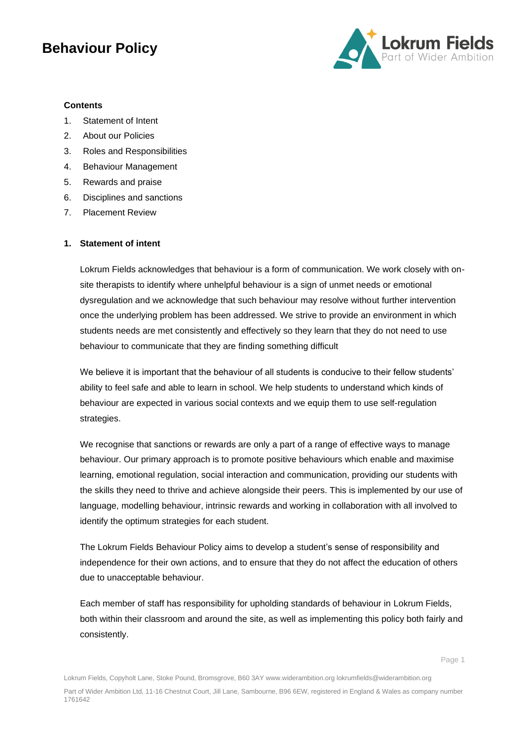# Behaviour Policy

**Contents**

1. Statement of Intent
2. About our Policies
3. Roles and Responsibilities
4. Behaviour Management
5. Rewards and praise
6. Disciplines and sanctions
7. Placement Review

## 1. Statement of intent

Lokrum Fields acknowledges that behaviour is a form of communication. We work closely with on-site therapists to identify where unhelpful behaviour is a sign of unmet needs or emotional dysregulation and we acknowledge that such behaviour may resolve without further intervention once the underlying problem has been addressed. We strive to provide an environment in which students needs are met consistently and effectively so they learn that they do not need to use behaviour to communicate that they are finding something difficult

We believe it is important that the behaviour of all students is conducive to their fellow students' ability to feel safe and able to learn in school. We help students to understand which kinds of behaviour are expected in various social contexts and we equip them to use self-regulation strategies.

We recognise that sanctions or rewards are only a part of a range of effective ways to manage behaviour. Our primary approach is to promote positive behaviours which enable and maximise learning, emotional regulation, social interaction and communication, providing our students with the skills they need to thrive and achieve alongside their peers. This is implemented by our use of language, modelling behaviour, intrinsic rewards and working in collaboration with all involved to identify the optimum strategies for each student.

The Lokrum Fields Behaviour Policy aims to develop a student's sense of responsibility and independence for their own actions, and to ensure that they do not affect the education of others due to unacceptable behaviour.

Each member of staff has responsibility for upholding standards of behaviour in Lokrum Fields, both within their classroom and around the site, as well as implementing this policy both fairly and consistently.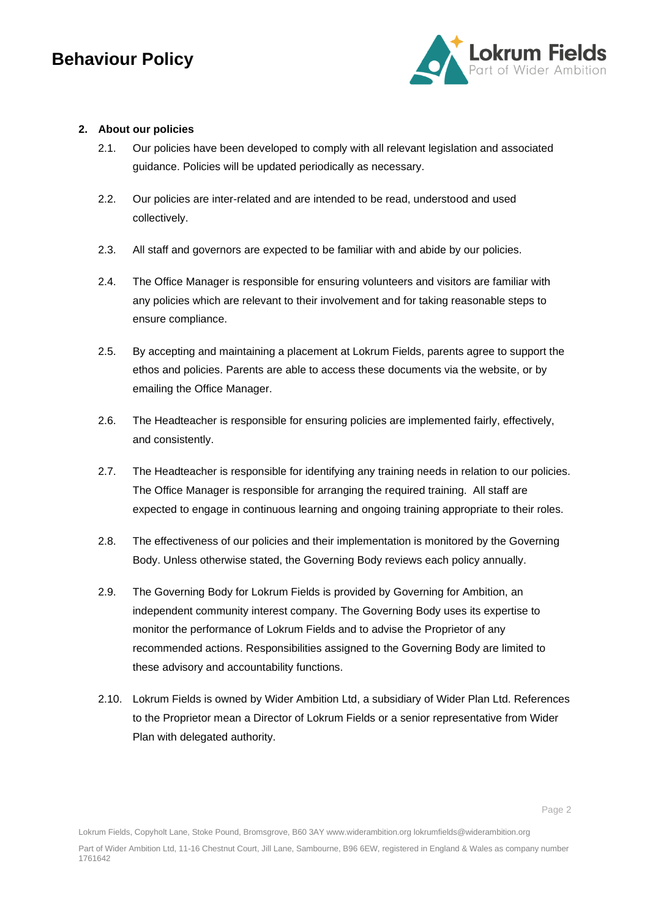## 2. About our policies

2.1. Our policies have been developed to comply with all relevant legislation and associated guidance. Policies will be updated periodically as necessary.

2.2. Our policies are inter-related and are intended to be read, understood and used collectively.

2.3. All staff and governors are expected to be familiar with and abide by our policies.

2.4. The Office Manager is responsible for ensuring volunteers and visitors are familiar with any policies which are relevant to their involvement and for taking reasonable steps to ensure compliance.

2.5. By accepting and maintaining a placement at Lokrum Fields, parents agree to support the ethos and policies. Parents are able to access these documents via the website, or by emailing the Office Manager.

2.6. The Headteacher is responsible for ensuring policies are implemented fairly, effectively, and consistently.

2.7. The Headteacher is responsible for identifying any training needs in relation to our policies. The Office Manager is responsible for arranging the required training. All staff are expected to engage in continuous learning and ongoing training appropriate to their roles.

2.8. The effectiveness of our policies and their implementation is monitored by the Governing Body. Unless otherwise stated, the Governing Body reviews each policy annually.

2.9. The Governing Body for Lokrum Fields is provided by Governing for Ambition, an independent community interest company. The Governing Body uses its expertise to monitor the performance of Lokrum Fields and to advise the Proprietor of any recommended actions. Responsibilities assigned to the Governing Body are limited to these advisory and accountability functions.

2.10. Lokrum Fields is owned by Wider Ambition Ltd, a subsidiary of Wider Plan Ltd. References to the Proprietor mean a Director of Lokrum Fields or a senior representative from Wider Plan with delegated authority.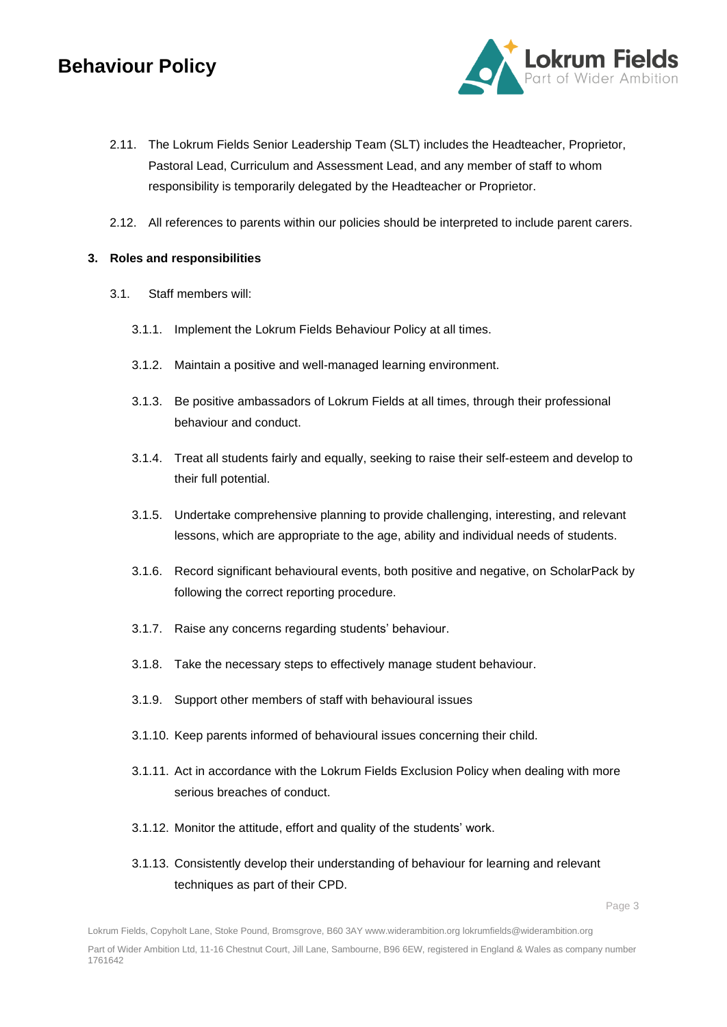2.11. The Lokrum Fields Senior Leadership Team (SLT) includes the Headteacher, Proprietor, Pastoral Lead, Curriculum and Assessment Lead, and any member of staff to whom responsibility is temporarily delegated by the Headteacher or Proprietor.

2.12. All references to parents within our policies should be interpreted to include parent carers.

## 3. Roles and responsibilities

3.1. Staff members will:

3.1.1. Implement the Lokrum Fields Behaviour Policy at all times.

3.1.2. Maintain a positive and well-managed learning environment.

3.1.3. Be positive ambassadors of Lokrum Fields at all times, through their professional behaviour and conduct.

3.1.4. Treat all students fairly and equally, seeking to raise their self-esteem and develop to their full potential.

3.1.5. Undertake comprehensive planning to provide challenging, interesting, and relevant lessons, which are appropriate to the age, ability and individual needs of students.

3.1.6. Record significant behavioural events, both positive and negative, on ScholarPack by following the correct reporting procedure.

3.1.7. Raise any concerns regarding students' behaviour.

3.1.8. Take the necessary steps to effectively manage student behaviour.

3.1.9. Support other members of staff with behavioural issues

3.1.10. Keep parents informed of behavioural issues concerning their child.

3.1.11. Act in accordance with the Lokrum Fields Exclusion Policy when dealing with more serious breaches of conduct.

3.1.12. Monitor the attitude, effort and quality of the students' work.

3.1.13. Consistently develop their understanding of behaviour for learning and relevant techniques as part of their CPD.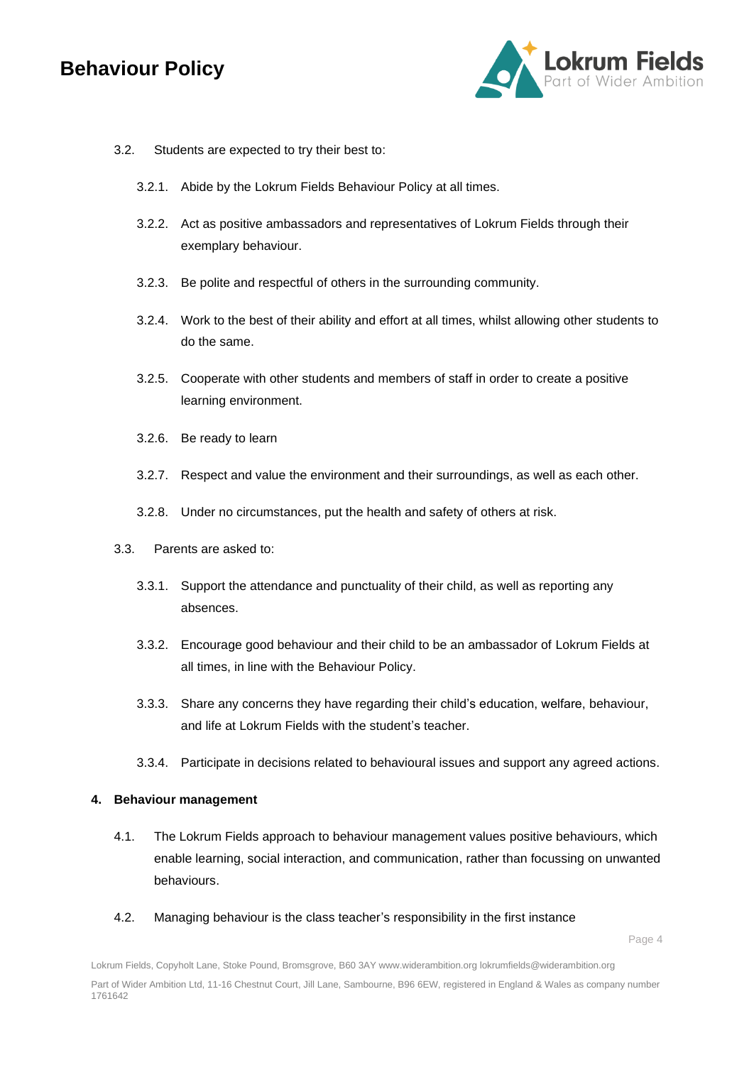3.2. Students are expected to try their best to:

3.2.1. Abide by the Lokrum Fields Behaviour Policy at all times.

3.2.2. Act as positive ambassadors and representatives of Lokrum Fields through their exemplary behaviour.

3.2.3. Be polite and respectful of others in the surrounding community.

3.2.4. Work to the best of their ability and effort at all times, whilst allowing other students to do the same.

3.2.5. Cooperate with other students and members of staff in order to create a positive learning environment.

3.2.6. Be ready to learn

3.2.7. Respect and value the environment and their surroundings, as well as each other.

3.2.8. Under no circumstances, put the health and safety of others at risk.

3.3. Parents are asked to:

3.3.1. Support the attendance and punctuality of their child, as well as reporting any absences.

3.3.2. Encourage good behaviour and their child to be an ambassador of Lokrum Fields at all times, in line with the Behaviour Policy.

3.3.3. Share any concerns they have regarding their child's education, welfare, behaviour, and life at Lokrum Fields with the student's teacher.

3.3.4. Participate in decisions related to behavioural issues and support any agreed actions.

## 4. Behaviour management

4.1. The Lokrum Fields approach to behaviour management values positive behaviours, which enable learning, social interaction, and communication, rather than focussing on unwanted behaviours.

4.2. Managing behaviour is the class teacher's responsibility in the first instance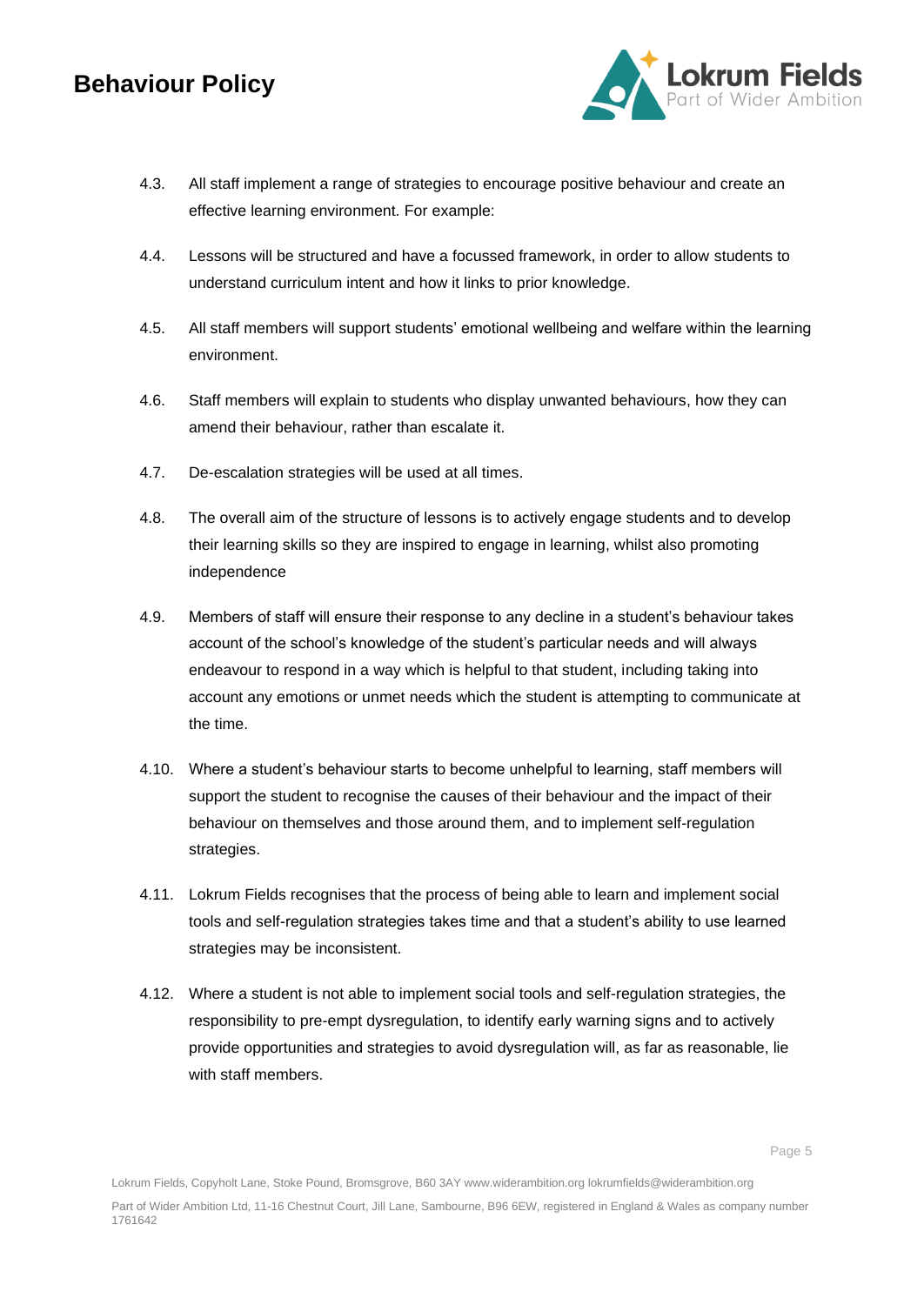4.3. All staff implement a range of strategies to encourage positive behaviour and create an effective learning environment. For example:

4.4. Lessons will be structured and have a focussed framework, in order to allow students to understand curriculum intent and how it links to prior knowledge.

4.5. All staff members will support students' emotional wellbeing and welfare within the learning environment.

4.6. Staff members will explain to students who display unwanted behaviours, how they can amend their behaviour, rather than escalate it.

4.7. De-escalation strategies will be used at all times.

4.8. The overall aim of the structure of lessons is to actively engage students and to develop their learning skills so they are inspired to engage in learning, whilst also promoting independence

4.9. Members of staff will ensure their response to any decline in a student's behaviour takes account of the school's knowledge of the student's particular needs and will always endeavour to respond in a way which is helpful to that student, including taking into account any emotions or unmet needs which the student is attempting to communicate at the time.

4.10. Where a student's behaviour starts to become unhelpful to learning, staff members will support the student to recognise the causes of their behaviour and the impact of their behaviour on themselves and those around them, and to implement self-regulation strategies.

4.11. Lokrum Fields recognises that the process of being able to learn and implement social tools and self-regulation strategies takes time and that a student's ability to use learned strategies may be inconsistent.

4.12. Where a student is not able to implement social tools and self-regulation strategies, the responsibility to pre-empt dysregulation, to identify early warning signs and to actively provide opportunities and strategies to avoid dysregulation will, as far as reasonable, lie with staff members.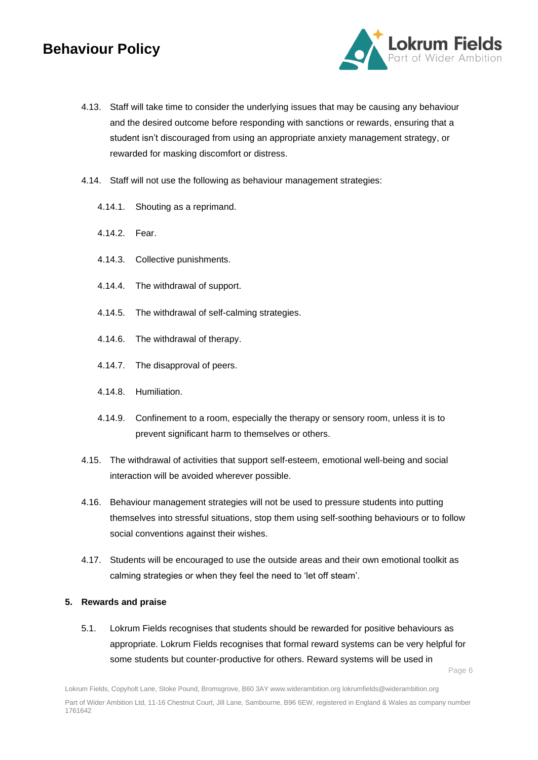4.13. Staff will take time to consider the underlying issues that may be causing any behaviour and the desired outcome before responding with sanctions or rewards, ensuring that a student isn't discouraged from using an appropriate anxiety management strategy, or rewarded for masking discomfort or distress.

4.14. Staff will not use the following as behaviour management strategies:

- 4.14.1. Shouting as a reprimand.
- 4.14.2. Fear.
- 4.14.3. Collective punishments.
- 4.14.4. The withdrawal of support.
- 4.14.5. The withdrawal of self-calming strategies.
- 4.14.6. The withdrawal of therapy.
- 4.14.7. The disapproval of peers.
- 4.14.8. Humiliation.
- 4.14.9. Confinement to a room, especially the therapy or sensory room, unless it is to prevent significant harm to themselves or others.

4.15. The withdrawal of activities that support self-esteem, emotional well-being and social interaction will be avoided wherever possible.

4.16. Behaviour management strategies will not be used to pressure students into putting themselves into stressful situations, stop them using self-soothing behaviours or to follow social conventions against their wishes.

4.17. Students will be encouraged to use the outside areas and their own emotional toolkit as calming strategies or when they feel the need to 'let off steam'.

**5. Rewards and praise**

5.1. Lokrum Fields recognises that students should be rewarded for positive behaviours as appropriate. Lokrum Fields recognises that formal reward systems can be very helpful for some students but counter-productive for others. Reward systems will be used in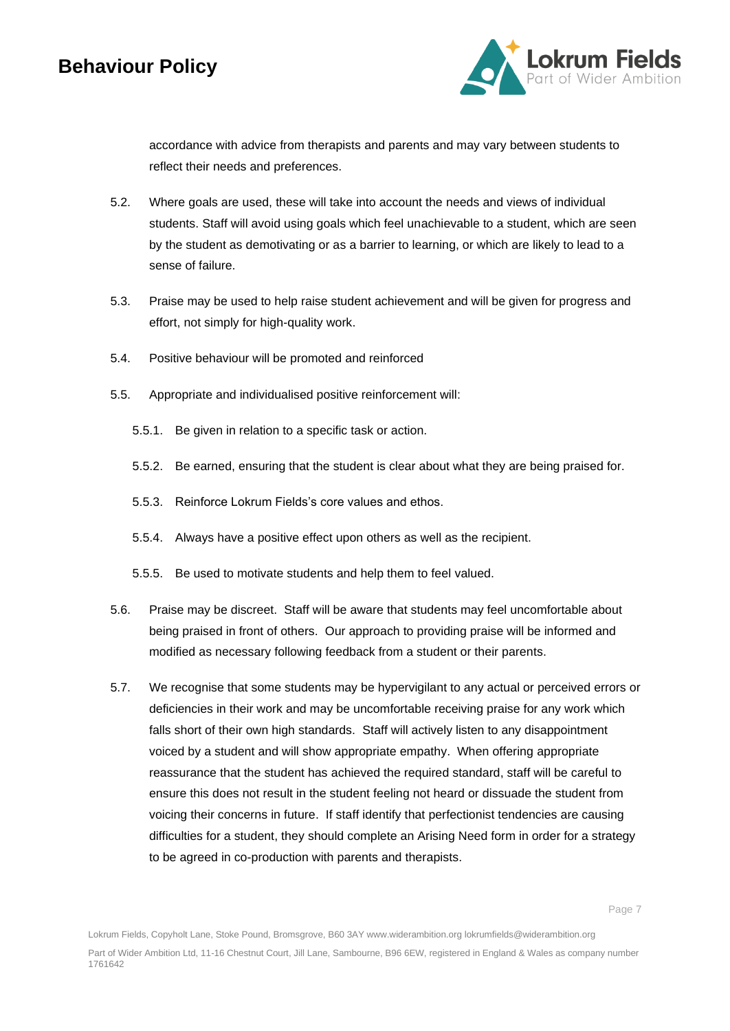accordance with advice from therapists and parents and may vary between students to reflect their needs and preferences.

5.2. Where goals are used, these will take into account the needs and views of individual students. Staff will avoid using goals which feel unachievable to a student, which are seen by the student as demotivating or as a barrier to learning, or which are likely to lead to a sense of failure.

5.3. Praise may be used to help raise student achievement and will be given for progress and effort, not simply for high-quality work.

5.4. Positive behaviour will be promoted and reinforced

5.5. Appropriate and individualised positive reinforcement will:

- 5.5.1. Be given in relation to a specific task or action.
- 5.5.2. Be earned, ensuring that the student is clear about what they are being praised for.
- 5.5.3. Reinforce Lokrum Fields's core values and ethos.
- 5.5.4. Always have a positive effect upon others as well as the recipient.
- 5.5.5. Be used to motivate students and help them to feel valued.

5.6. Praise may be discreet. Staff will be aware that students may feel uncomfortable about being praised in front of others. Our approach to providing praise will be informed and modified as necessary following feedback from a student or their parents.

5.7. We recognise that some students may be hypervigilant to any actual or perceived errors or deficiencies in their work and may be uncomfortable receiving praise for any work which falls short of their own high standards. Staff will actively listen to any disappointment voiced by a student and will show appropriate empathy. When offering appropriate reassurance that the student has achieved the required standard, staff will be careful to ensure this does not result in the student feeling not heard or dissuade the student from voicing their concerns in future. If staff identify that perfectionist tendencies are causing difficulties for a student, they should complete an Arising Need form in order for a strategy to be agreed in co-production with parents and therapists.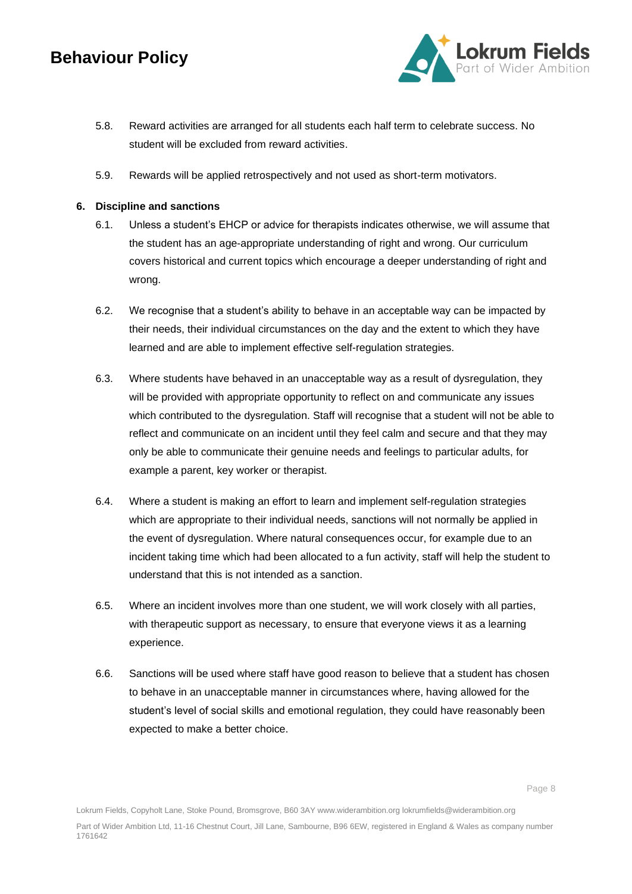5.8. Reward activities are arranged for all students each half term to celebrate success. No student will be excluded from reward activities.

5.9. Rewards will be applied retrospectively and not used as short-term motivators.

## 6. Discipline and sanctions

6.1. Unless a student's EHCP or advice for therapists indicates otherwise, we will assume that the student has an age-appropriate understanding of right and wrong. Our curriculum covers historical and current topics which encourage a deeper understanding of right and wrong.

6.2. We recognise that a student's ability to behave in an acceptable way can be impacted by their needs, their individual circumstances on the day and the extent to which they have learned and are able to implement effective self-regulation strategies.

6.3. Where students have behaved in an unacceptable way as a result of dysregulation, they will be provided with appropriate opportunity to reflect on and communicate any issues which contributed to the dysregulation. Staff will recognise that a student will not be able to reflect and communicate on an incident until they feel calm and secure and that they may only be able to communicate their genuine needs and feelings to particular adults, for example a parent, key worker or therapist.

6.4. Where a student is making an effort to learn and implement self-regulation strategies which are appropriate to their individual needs, sanctions will not normally be applied in the event of dysregulation. Where natural consequences occur, for example due to an incident taking time which had been allocated to a fun activity, staff will help the student to understand that this is not intended as a sanction.

6.5. Where an incident involves more than one student, we will work closely with all parties, with therapeutic support as necessary, to ensure that everyone views it as a learning experience.

6.6. Sanctions will be used where staff have good reason to believe that a student has chosen to behave in an unacceptable manner in circumstances where, having allowed for the student's level of social skills and emotional regulation, they could have reasonably been expected to make a better choice.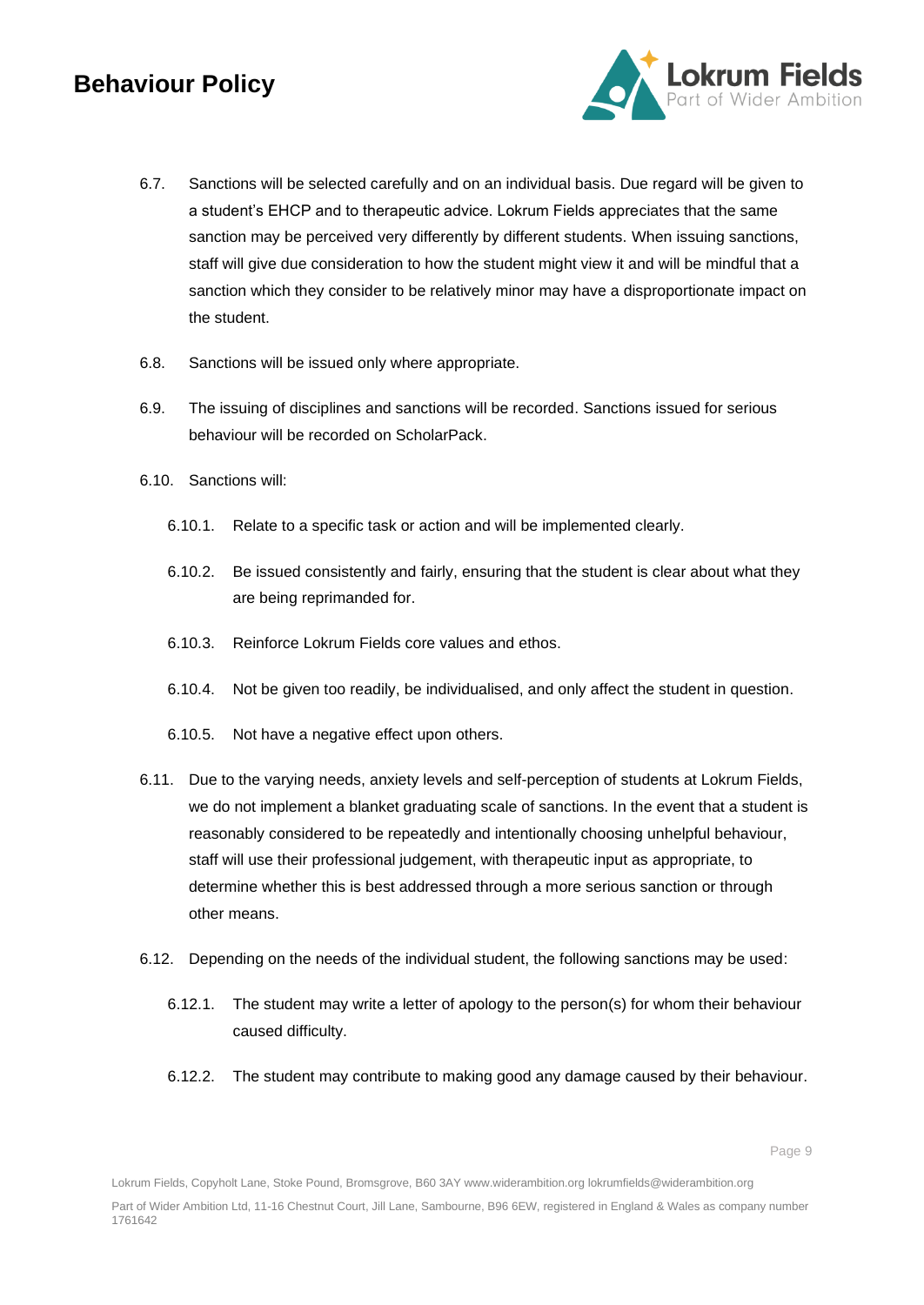6.7. Sanctions will be selected carefully and on an individual basis. Due regard will be given to a student's EHCP and to therapeutic advice. Lokrum Fields appreciates that the same sanction may be perceived very differently by different students. When issuing sanctions, staff will give due consideration to how the student might view it and will be mindful that a sanction which they consider to be relatively minor may have a disproportionate impact on the student.

6.8. Sanctions will be issued only where appropriate.

6.9. The issuing of disciplines and sanctions will be recorded. Sanctions issued for serious behaviour will be recorded on ScholarPack.

6.10. Sanctions will:

- 6.10.1. Relate to a specific task or action and will be implemented clearly.
- 6.10.2. Be issued consistently and fairly, ensuring that the student is clear about what they are being reprimanded for.
- 6.10.3. Reinforce Lokrum Fields core values and ethos.
- 6.10.4. Not be given too readily, be individualised, and only affect the student in question.
- 6.10.5. Not have a negative effect upon others.

6.11. Due to the varying needs, anxiety levels and self-perception of students at Lokrum Fields, we do not implement a blanket graduating scale of sanctions. In the event that a student is reasonably considered to be repeatedly and intentionally choosing unhelpful behaviour, staff will use their professional judgement, with therapeutic input as appropriate, to determine whether this is best addressed through a more serious sanction or through other means.

6.12. Depending on the needs of the individual student, the following sanctions may be used:

- 6.12.1. The student may write a letter of apology to the person(s) for whom their behaviour caused difficulty.
- 6.12.2. The student may contribute to making good any damage caused by their behaviour.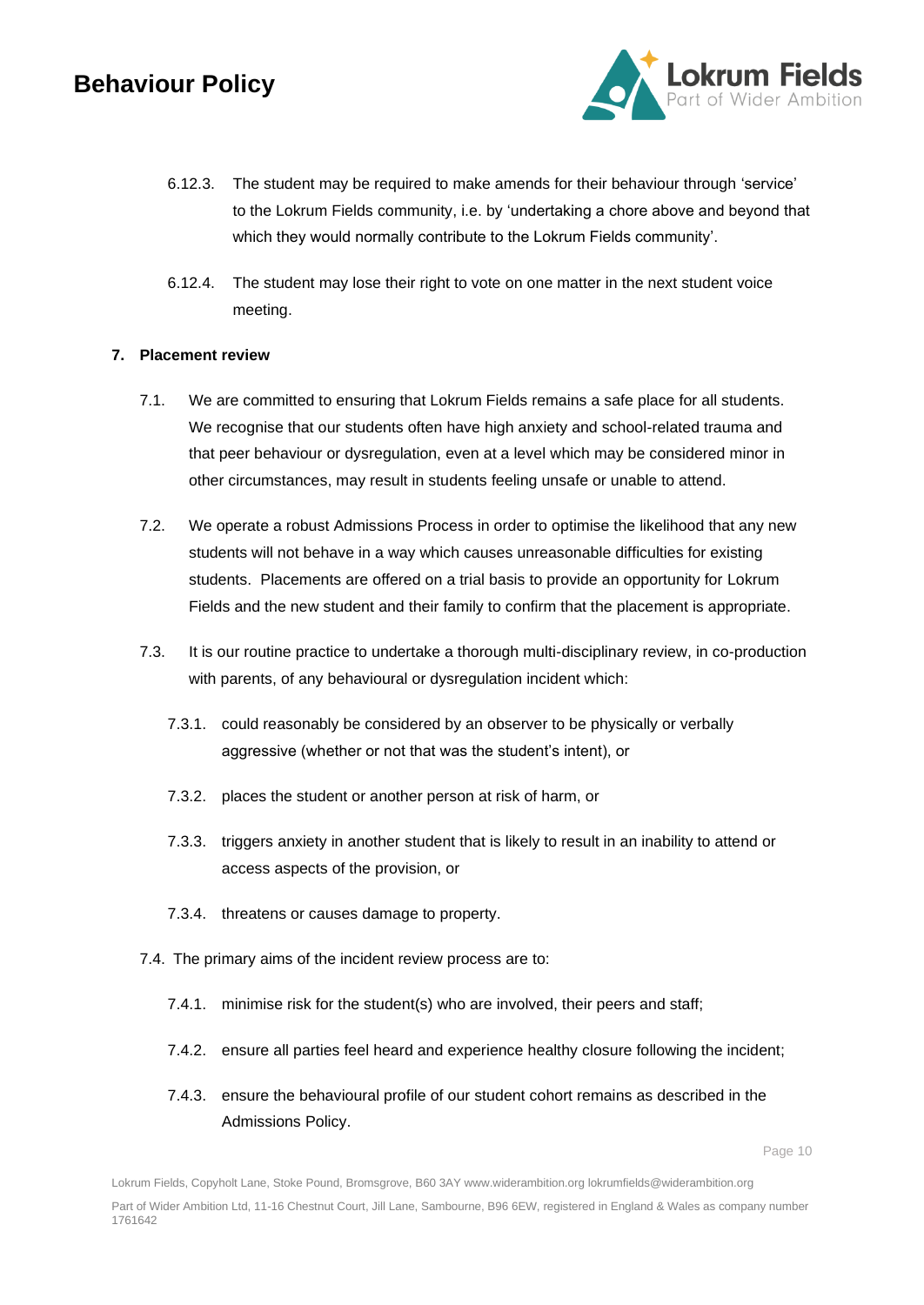6.12.3. The student may be required to make amends for their behaviour through 'service' to the Lokrum Fields community, i.e. by 'undertaking a chore above and beyond that which they would normally contribute to the Lokrum Fields community'.

6.12.4. The student may lose their right to vote on one matter in the next student voice meeting.

## 7. Placement review

7.1. We are committed to ensuring that Lokrum Fields remains a safe place for all students. We recognise that our students often have high anxiety and school-related trauma and that peer behaviour or dysregulation, even at a level which may be considered minor in other circumstances, may result in students feeling unsafe or unable to attend.

7.2. We operate a robust Admissions Process in order to optimise the likelihood that any new students will not behave in a way which causes unreasonable difficulties for existing students. Placements are offered on a trial basis to provide an opportunity for Lokrum Fields and the new student and their family to confirm that the placement is appropriate.

7.3. It is our routine practice to undertake a thorough multi-disciplinary review, in co-production with parents, of any behavioural or dysregulation incident which:

7.3.1. could reasonably be considered by an observer to be physically or verbally aggressive (whether or not that was the student's intent), or

7.3.2. places the student or another person at risk of harm, or

7.3.3. triggers anxiety in another student that is likely to result in an inability to attend or access aspects of the provision, or

7.3.4. threatens or causes damage to property.

7.4. The primary aims of the incident review process are to:

7.4.1. minimise risk for the student(s) who are involved, their peers and staff;

7.4.2. ensure all parties feel heard and experience healthy closure following the incident;

7.4.3. ensure the behavioural profile of our student cohort remains as described in the Admissions Policy.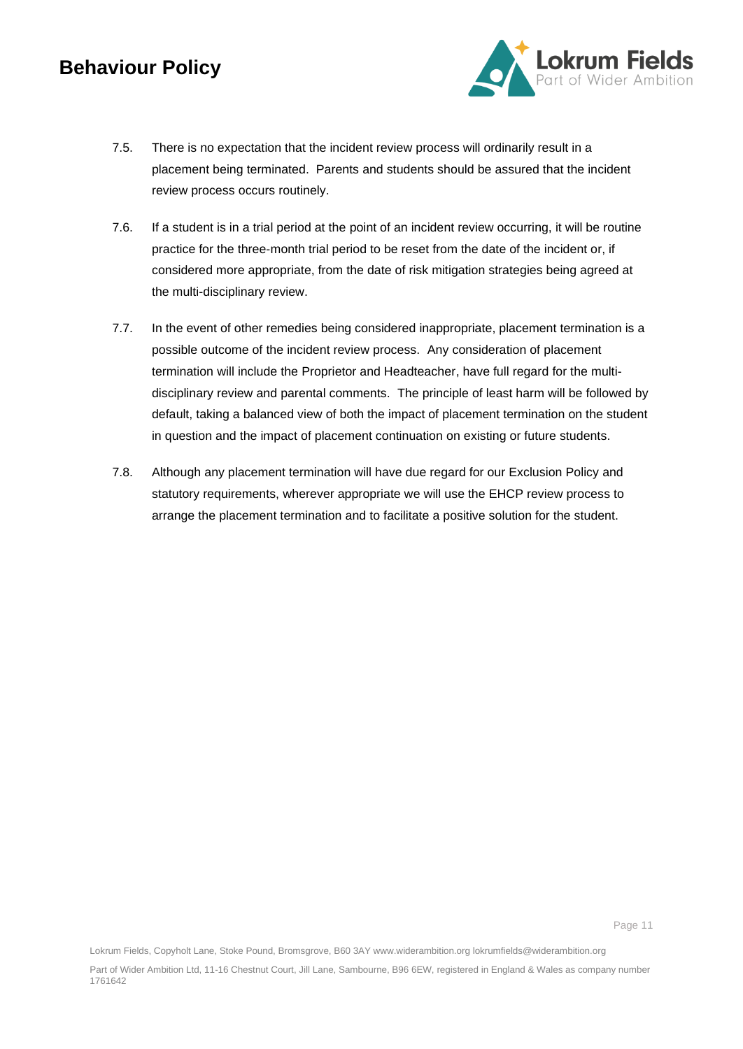7.5. There is no expectation that the incident review process will ordinarily result in a placement being terminated. Parents and students should be assured that the incident review process occurs routinely.

7.6. If a student is in a trial period at the point of an incident review occurring, it will be routine practice for the three-month trial period to be reset from the date of the incident or, if considered more appropriate, from the date of risk mitigation strategies being agreed at the multi-disciplinary review.

7.7. In the event of other remedies being considered inappropriate, placement termination is a possible outcome of the incident review process. Any consideration of placement termination will include the Proprietor and Headteacher, have full regard for the multi-disciplinary review and parental comments. The principle of least harm will be followed by default, taking a balanced view of both the impact of placement termination on the student in question and the impact of placement continuation on existing or future students.

7.8. Although any placement termination will have due regard for our Exclusion Policy and statutory requirements, wherever appropriate we will use the EHCP review process to arrange the placement termination and to facilitate a positive solution for the student.